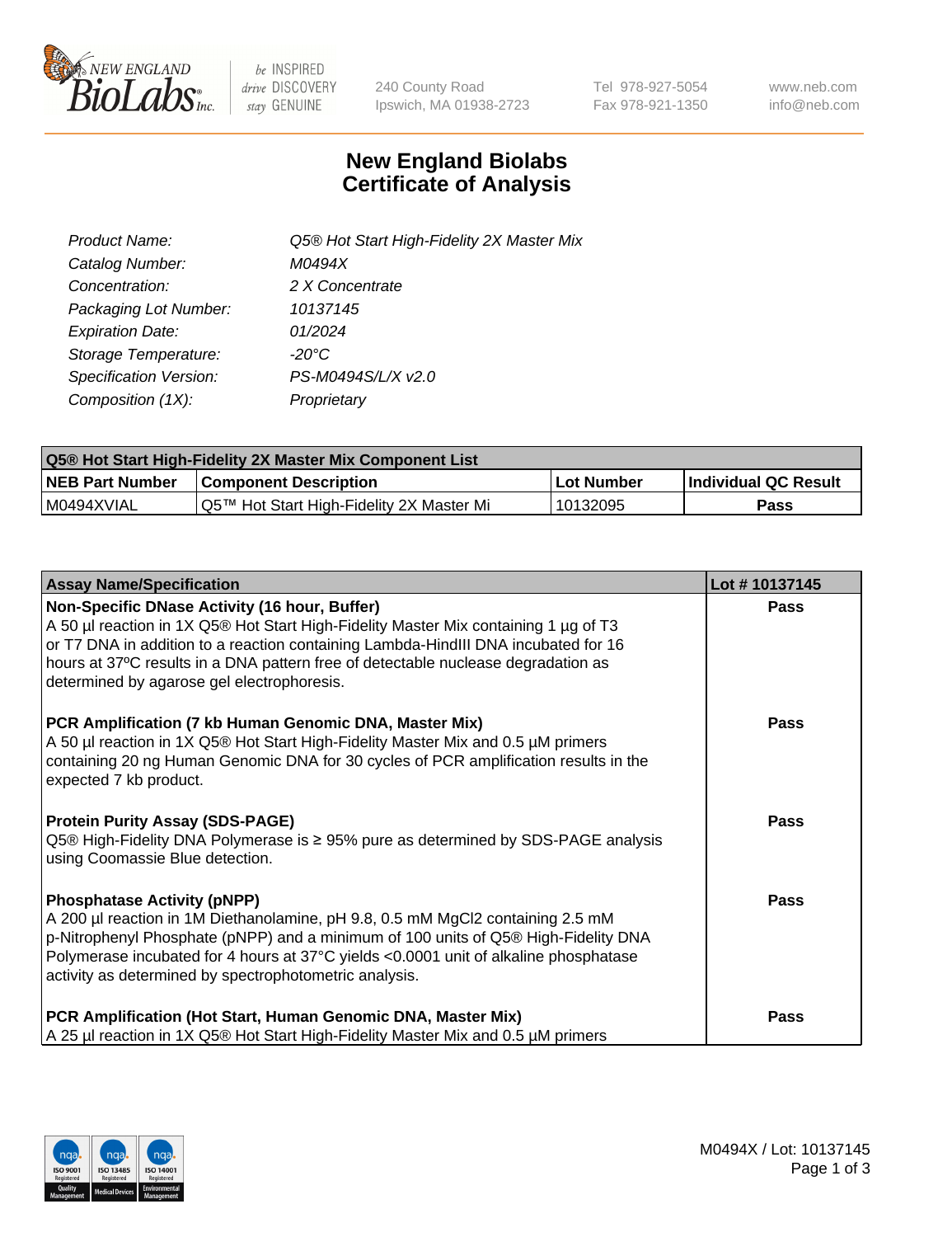# New England Biolabs Certificate of Analysis

| | |
|---|---|
| *Product Name:* | *Q5® Hot Start High-Fidelity 2X Master Mix* |
| *Catalog Number:* | *M0494X* |
| *Concentration:* | *2 X Concentrate* |
| *Packaging Lot Number:* | *10137145* |
| *Expiration Date:* | *01/2024* |
| *Storage Temperature:* | *-20°C* |
| *Specification Version:* | *PS-M0494S/L/X v2.0* |
| *Composition (1X):* | *Proprietary* |

| Q5® Hot Start High-Fidelity 2X Master Mix Component List | | | |
|---|---|---|---|
| **NEB Part Number** | **Component Description** | **Lot Number** | **Individual QC Result** |
| M0494XVIAL | Q5™ Hot Start High-Fidelity 2X Master Mi | 10132095 | **Pass** |

| Assay Name/Specification | Lot # 10137145 |
|---|---|
| **Non-Specific DNase Activity (16 hour, Buffer)** A 50 µl reaction in 1X Q5® Hot Start High-Fidelity Master Mix containing 1 µg of T3 or T7 DNA in addition to a reaction containing Lambda-HindIII DNA incubated for 16 hours at 37ºC results in a DNA pattern free of detectable nuclease degradation as determined by agarose gel electrophoresis. | **Pass** |
| **PCR Amplification (7 kb Human Genomic DNA, Master Mix)** A 50 µl reaction in 1X Q5® Hot Start High-Fidelity Master Mix and 0.5 µM primers containing 20 ng Human Genomic DNA for 30 cycles of PCR amplification results in the expected 7 kb product. | **Pass** |
| **Protein Purity Assay (SDS-PAGE)** Q5® High-Fidelity DNA Polymerase is ≥ 95% pure as determined by SDS-PAGE analysis using Coomassie Blue detection. | **Pass** |
| **Phosphatase Activity (pNPP)** A 200 µl reaction in 1M Diethanolamine, pH 9.8, 0.5 mM $MgCl_2$ containing 2.5 mM p-Nitrophenyl Phosphate (pNPP) and a minimum of 100 units of Q5® High-Fidelity DNA Polymerase incubated for 4 hours at 37°C yields <0.0001 unit of alkaline phosphatase activity as determined by spectrophotometric analysis. | **Pass** |
| **PCR Amplification (Hot Start, Human Genomic DNA, Master Mix)** A 25 µl reaction in 1X Q5® Hot Start High-Fidelity Master Mix and 0.5 µM primers | **Pass** |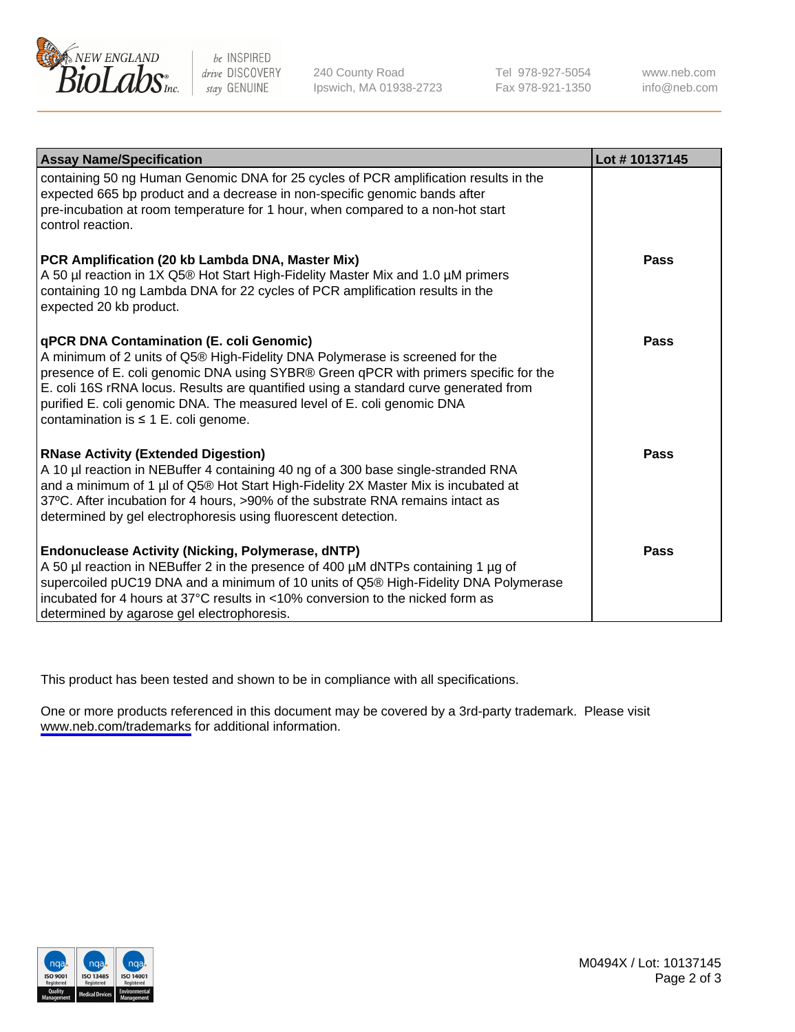| Assay Name/Specification | Lot # 10137145 |
| --- | --- |
| containing 50 ng Human Genomic DNA for 25 cycles of PCR amplification results in the expected 665 bp product and a decrease in non-specific genomic bands after pre-incubation at room temperature for 1 hour, when compared to a non-hot start control reaction. | |
| **PCR Amplification (20 kb Lambda DNA, Master Mix)**<br>A 50 µl reaction in 1X Q5® Hot Start High-Fidelity Master Mix and 1.0 µM primers containing 10 ng Lambda DNA for 22 cycles of PCR amplification results in the expected 20 kb product. | **Pass** |
| **qPCR DNA Contamination (E. coli Genomic)**<br>A minimum of 2 units of Q5® High-Fidelity DNA Polymerase is screened for the presence of E. coli genomic DNA using SYBR® Green qPCR with primers specific for the E. coli 16S rRNA locus. Results are quantified using a standard curve generated from purified E. coli genomic DNA. The measured level of E. coli genomic DNA contamination is ≤ 1 E. coli genome. | **Pass** |
| **RNase Activity (Extended Digestion)**<br>A 10 µl reaction in NEBuffer 4 containing 40 ng of a 300 base single-stranded RNA and a minimum of 1 µl of Q5® Hot Start High-Fidelity 2X Master Mix is incubated at 37ºC. After incubation for 4 hours, >90% of the substrate RNA remains intact as determined by gel electrophoresis using fluorescent detection. | **Pass** |
| **Endonuclease Activity (Nicking, Polymerase, dNTP)**<br>A 50 µl reaction in NEBuffer 2 in the presence of 400 µM dNTPs containing 1 µg of supercoiled pUC19 DNA and a minimum of 10 units of Q5® High-Fidelity DNA Polymerase incubated for 4 hours at 37°C results in <10% conversion to the nicked form as determined by agarose gel electrophoresis. | **Pass** |

This product has been tested and shown to be in compliance with all specifications.

One or more products referenced in this document may be covered by a 3rd-party trademark. Please visit www.neb.com/trademarks for additional information.

M0494X / Lot: 10137145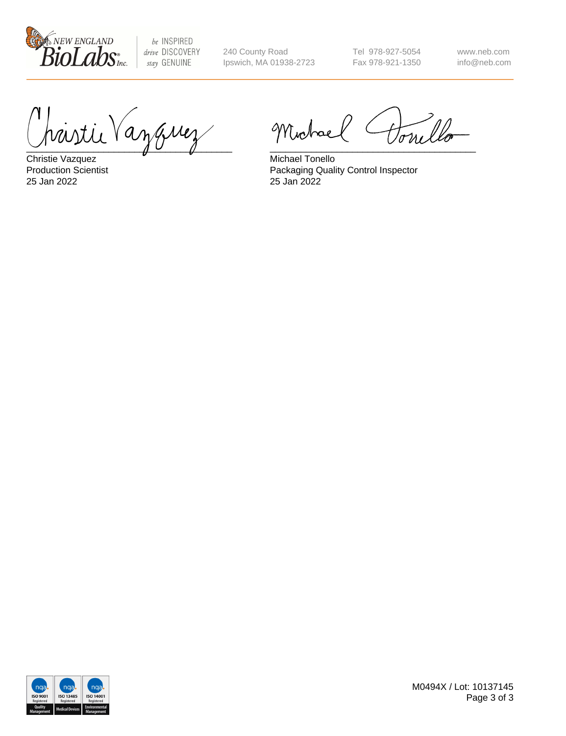Christie Vazquez
Production Scientist
25 Jan 2022

Michael Tonello
Packaging Quality Control Inspector
25 Jan 2022